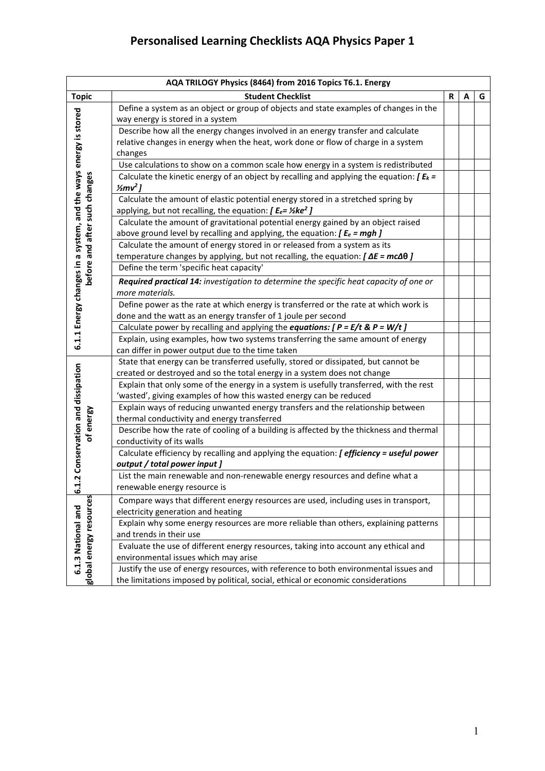# Personalised Learning Checklists AQA Physics Paper 1

| AQA TRILOGY Physics (8464) from 2016 Topics T6.1. Energy | | | | |
|---|---|---|---|---|
| **Topic** | **Student Checklist** | **R** | **A** | **G** |
| **6.1.1 Energy changes in a system, and the ways energy is stored before and after such changes** | Define a system as an object or group of objects and state examples of changes in the way energy is stored in a system | | | |
| | Describe how all the energy changes involved in an energy transfer and calculate relative changes in energy when the heat, work done or flow of charge in a system changes | | | |
| | Use calculations to show on a common scale how energy in a system is redistributed | | | |
| | Calculate the kinetic energy of an object by recalling and applying the equation: ***[ $E_k = ½mv^2$ ]*** | | | |
| | Calculate the amount of elastic potential energy stored in a stretched spring by applying, but not recalling, the equation: ***[ $E_e = ½ke^2$ ]*** | | | |
| | Calculate the amount of gravitational potential energy gained by an object raised above ground level by recalling and applying, the equation: ***[ $E_e = mgh$ ]*** | | | |
| | Calculate the amount of energy stored in or released from a system as its temperature changes by applying, but not recalling, the equation: ***[ $ΔE = mcΔθ$ ]*** | | | |
| | Define the term 'specific heat capacity' | | | |
| | ***Required practical 14:*** *investigation to determine the specific heat capacity of one or more materials.* | | | |
| | Define power as the rate at which energy is transferred or the rate at which work is done and the watt as an energy transfer of 1 joule per second | | | |
| | Calculate power by recalling and applying the ***equations: [ $P = E/t$ & $P = W/t$ ]*** | | | |
| | Explain, using examples, how two systems transferring the same amount of energy can differ in power output due to the time taken | | | |
| **6.1.2 Conservation and dissipation of energy** | State that energy can be transferred usefully, stored or dissipated, but cannot be created or destroyed and so the total energy in a system does not change | | | |
| | Explain that only some of the energy in a system is usefully transferred, with the rest 'wasted', giving examples of how this wasted energy can be reduced | | | |
| | Explain ways of reducing unwanted energy transfers and the relationship between thermal conductivity and energy transferred | | | |
| | Describe how the rate of cooling of a building is affected by the thickness and thermal conductivity of its walls | | | |
| | Calculate efficiency by recalling and applying the equation: ***[ efficiency = useful power output / total power input ]*** | | | |
| | List the main renewable and non-renewable energy resources and define what a renewable energy resource is | | | |
| **6.1.3 National and global energy resources** | Compare ways that different energy resources are used, including uses in transport, electricity generation and heating | | | |
| | Explain why some energy resources are more reliable than others, explaining patterns and trends in their use | | | |
| | Evaluate the use of different energy resources, taking into account any ethical and environmental issues which may arise | | | |
| | Justify the use of energy resources, with reference to both environmental issues and the limitations imposed by political, social, ethical or economic considerations | | | |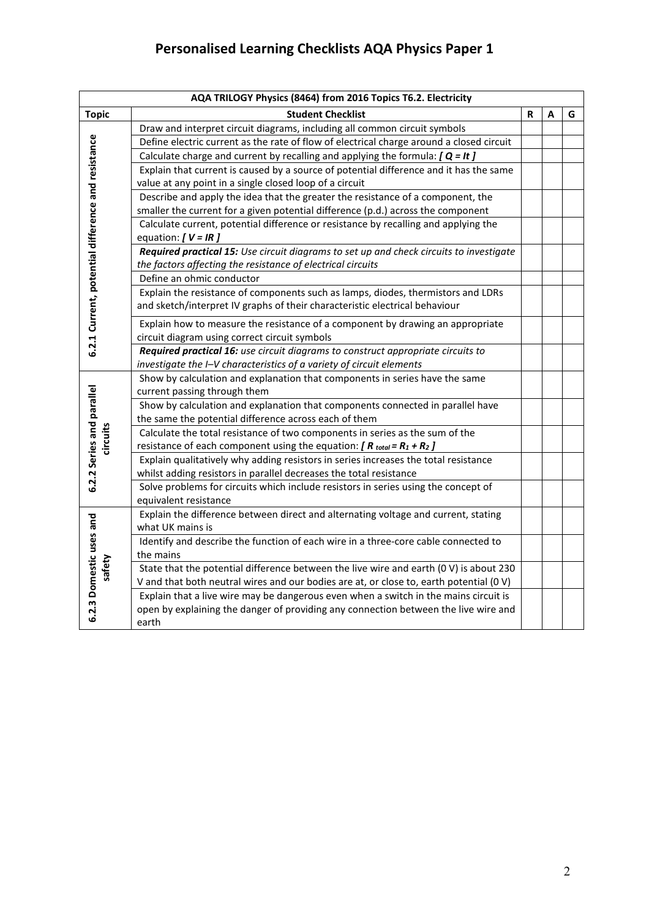# Personalised Learning Checklists AQA Physics Paper 1

| AQA TRILOGY Physics (8464) from 2016 Topics T6.2. Electricity | | | | |
|---|---|---|---|---|
| **Topic** | **Student Checklist** | **R** | **A** | **G** |
| **6.2.1 Current, potential difference and resistance** | Draw and interpret circuit diagrams, including all common circuit symbols | | | |
| | Define electric current as the rate of flow of electrical charge around a closed circuit | | | |
| | Calculate charge and current by recalling and applying the formula: ***[ $Q = It$ ]*** | | | |
| | Explain that current is caused by a source of potential difference and it has the same value at any point in a single closed loop of a circuit | | | |
| | Describe and apply the idea that the greater the resistance of a component, the smaller the current for a given potential difference (p.d.) across the component | | | |
| | Calculate current, potential difference or resistance by recalling and applying the equation: ***[ $V = IR$ ]*** | | | |
| | ***Required practical 15:*** *Use circuit diagrams to set up and check circuits to investigate the factors affecting the resistance of electrical circuits* | | | |
| | Define an ohmic conductor | | | |
| | Explain the resistance of components such as lamps, diodes, thermistors and LDRs and sketch/interpret IV graphs of their characteristic electrical behaviour | | | |
| | Explain how to measure the resistance of a component by drawing an appropriate circuit diagram using correct circuit symbols | | | |
| | ***Required practical 16:*** *use circuit diagrams to construct appropriate circuits to investigate the I–V characteristics of a variety of circuit elements* | | | |
| **6.2.2 Series and parallel circuits** | Show by calculation and explanation that components in series have the same current passing through them | | | |
| | Show by calculation and explanation that components connected in parallel have the same the potential difference across each of them | | | |
| | Calculate the total resistance of two components in series as the sum of the resistance of each component using the equation: ***[ $R_{total} = R_1 + R_2$ ]*** | | | |
| | Explain qualitatively why adding resistors in series increases the total resistance whilst adding resistors in parallel decreases the total resistance | | | |
| | Solve problems for circuits which include resistors in series using the concept of equivalent resistance | | | |
| **6.2.3 Domestic uses and safety** | Explain the difference between direct and alternating voltage and current, stating what UK mains is | | | |
| | Identify and describe the function of each wire in a three-core cable connected to the mains | | | |
| | State that the potential difference between the live wire and earth (0 V) is about 230 V and that both neutral wires and our bodies are at, or close to, earth potential (0 V) | | | |
| | Explain that a live wire may be dangerous even when a switch in the mains circuit is open by explaining the danger of providing any connection between the live wire and earth | | | |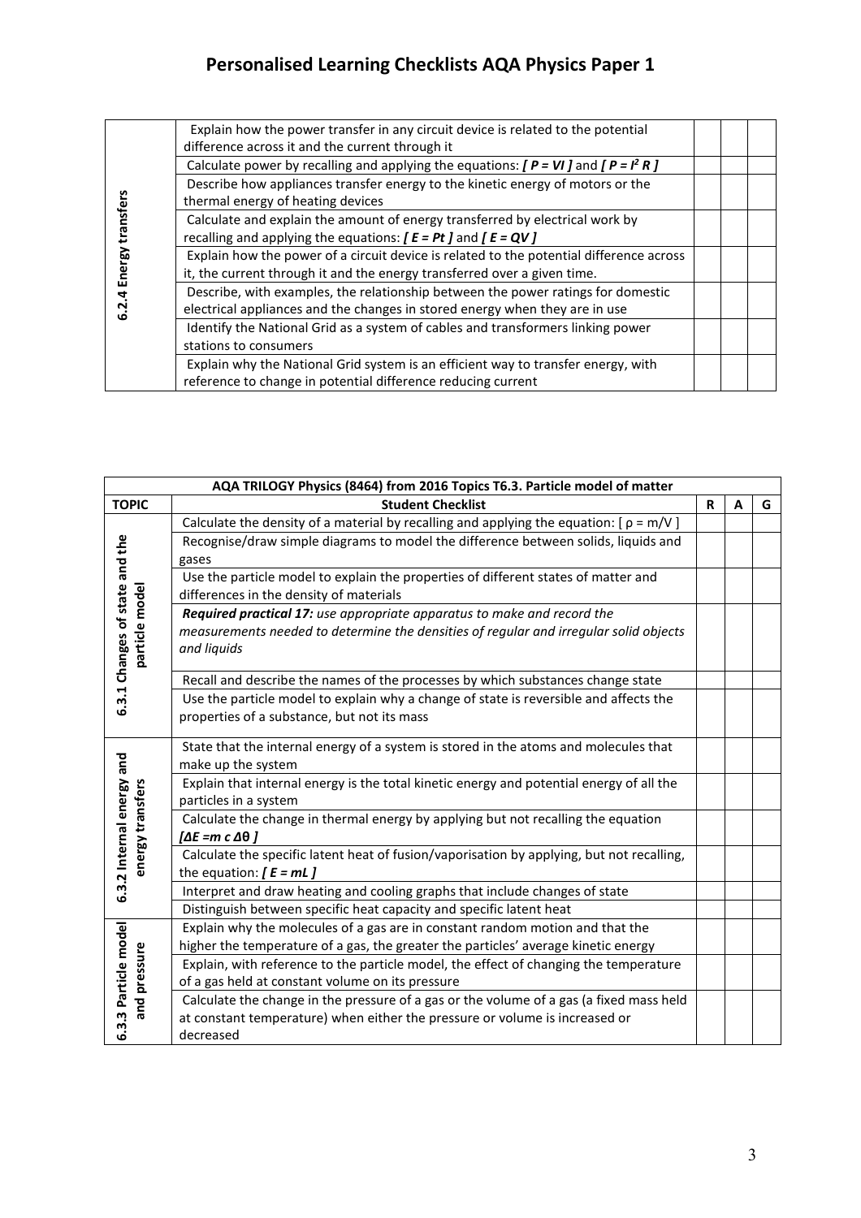# Personalised Learning Checklists AQA Physics Paper 1

| | | | | |
|---|---|---|---|---|
| 6.2.4 Energy transfers | Explain how the power transfer in any circuit device is related to the potential difference across it and the current through it | | | |
| | Calculate power by recalling and applying the equations: ***[ P = VI ]*** and ***[ $P = I^2 R$ ]*** | | | |
| | Describe how appliances transfer energy to the kinetic energy of motors or the thermal energy of heating devices | | | |
| | Calculate and explain the amount of energy transferred by electrical work by recalling and applying the equations: ***[ E = Pt ]*** and ***[ E = QV ]*** | | | |
| | Explain how the power of a circuit device is related to the potential difference across it, the current through it and the energy transferred over a given time. | | | |
| | Describe, with examples, the relationship between the power ratings for domestic electrical appliances and the changes in stored energy when they are in use | | | |
| | Identify the National Grid as a system of cables and transformers linking power stations to consumers | | | |
| | Explain why the National Grid system is an efficient way to transfer energy, with reference to change in potential difference reducing current | | | |

| AQA TRILOGY Physics (8464) from 2016 Topics T6.3. Particle model of matter | | | | |
|---|---|---|---|---|
| **TOPIC** | **Student Checklist** | **R** | **A** | **G** |
| 6.3.1 Changes of state and the particle model | Calculate the density of a material by recalling and applying the equation: [ $\rho = m/V$ ] | | | |
| | Recognise/draw simple diagrams to model the difference between solids, liquids and gases | | | |
| | Use the particle model to explain the properties of different states of matter and differences in the density of materials | | | |
| | ***Required practical 17:*** *use appropriate apparatus to make and record the measurements needed to determine the densities of regular and irregular solid objects and liquids* | | | |
| | Recall and describe the names of the processes by which substances change state | | | |
| | Use the particle model to explain why a change of state is reversible and affects the properties of a substance, but not its mass | | | |
| 6.3.2 Internal energy and energy transfers | State that the internal energy of a system is stored in the atoms and molecules that make up the system | | | |
| | Explain that internal energy is the total kinetic energy and potential energy of all the particles in a system | | | |
| | Calculate the change in thermal energy by applying but not recalling the equation ***[ $\Delta E = m\, c\, \Delta\theta$ ]*** | | | |
| | Calculate the specific latent heat of fusion/vaporisation by applying, but not recalling, the equation: ***[ E = mL ]*** | | | |
| | Interpret and draw heating and cooling graphs that include changes of state | | | |
| | Distinguish between specific heat capacity and specific latent heat | | | |
| 6.3.3 Particle model and pressure | Explain why the molecules of a gas are in constant random motion and that the higher the temperature of a gas, the greater the particles' average kinetic energy | | | |
| | Explain, with reference to the particle model, the effect of changing the temperature of a gas held at constant volume on its pressure | | | |
| | Calculate the change in the pressure of a gas or the volume of a gas (a fixed mass held at constant temperature) when either the pressure or volume is increased or decreased | | | |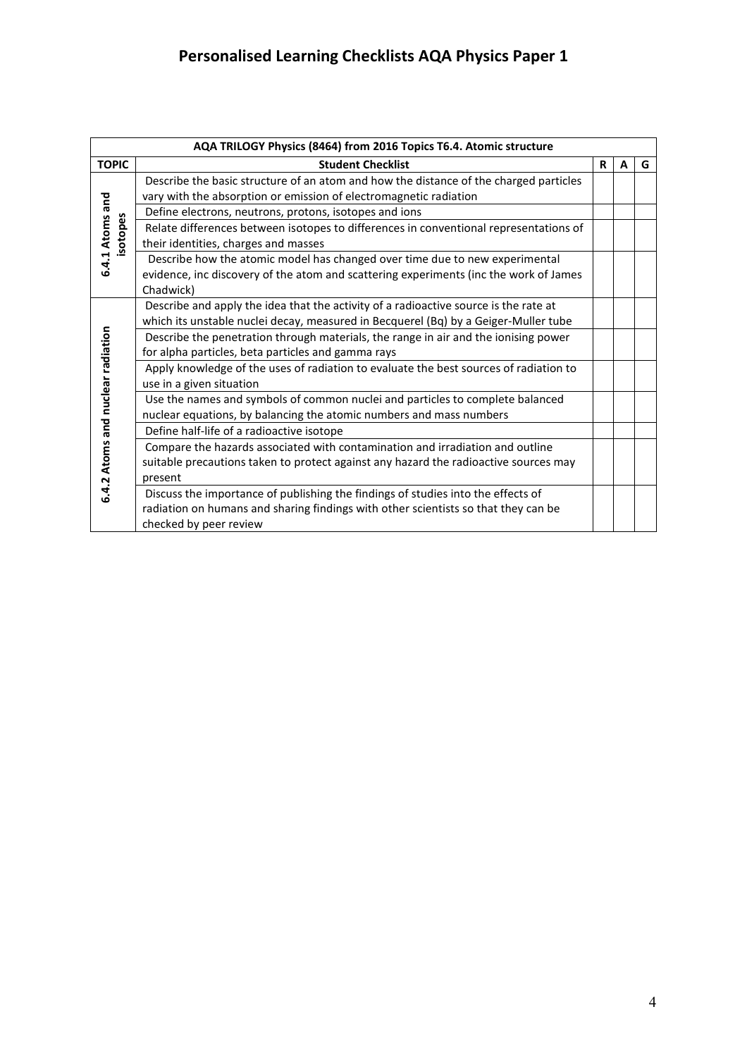# Personalised Learning Checklists AQA Physics Paper 1

| AQA TRILOGY Physics (8464) from 2016 Topics T6.4. Atomic structure | | | | |
|---|---|---|---|---|
| **TOPIC** | **Student Checklist** | **R** | **A** | **G** |
| 6.4.1 Atoms and isotopes | Describe the basic structure of an atom and how the distance of the charged particles vary with the absorption or emission of electromagnetic radiation | | | |
| | Define electrons, neutrons, protons, isotopes and ions | | | |
| | Relate differences between isotopes to differences in conventional representations of their identities, charges and masses | | | |
| | Describe how the atomic model has changed over time due to new experimental evidence, inc discovery of the atom and scattering experiments (inc the work of James Chadwick) | | | |
| 6.4.2 Atoms and nuclear radiation | Describe and apply the idea that the activity of a radioactive source is the rate at which its unstable nuclei decay, measured in Becquerel (Bq) by a Geiger-Muller tube | | | |
| | Describe the penetration through materials, the range in air and the ionising power for alpha particles, beta particles and gamma rays | | | |
| | Apply knowledge of the uses of radiation to evaluate the best sources of radiation to use in a given situation | | | |
| | Use the names and symbols of common nuclei and particles to complete balanced nuclear equations, by balancing the atomic numbers and mass numbers | | | |
| | Define half-life of a radioactive isotope | | | |
| | Compare the hazards associated with contamination and irradiation and outline suitable precautions taken to protect against any hazard the radioactive sources may present | | | |
| | Discuss the importance of publishing the findings of studies into the effects of radiation on humans and sharing findings with other scientists so that they can be checked by peer review | | | |